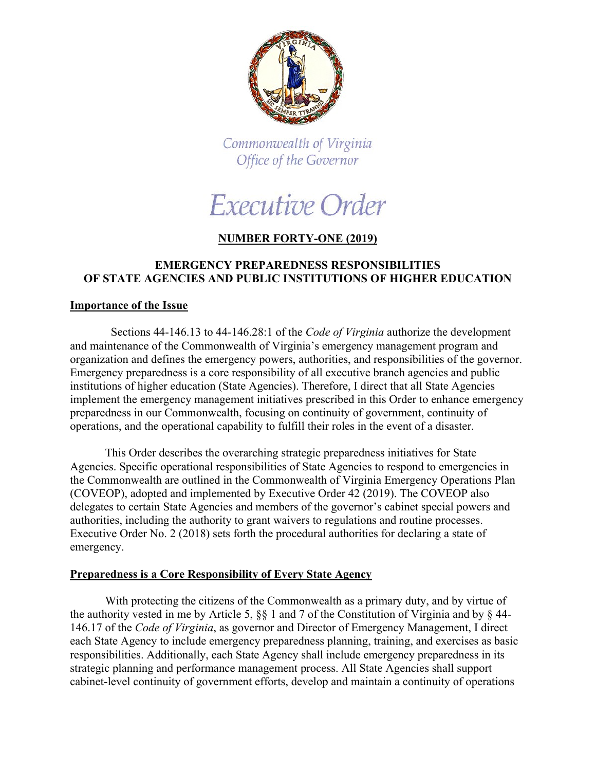Commonwealth of Virginia
Office of the Governor

# Executive Order

## NUMBER FORTY-ONE (2019)

## EMERGENCY PREPAREDNESS RESPONSIBILITIES OF STATE AGENCIES AND PUBLIC INSTITUTIONS OF HIGHER EDUCATION

### Importance of the Issue

Sections 44-146.13 to 44-146.28:1 of the *Code of Virginia* authorize the development and maintenance of the Commonwealth of Virginia's emergency management program and organization and defines the emergency powers, authorities, and responsibilities of the governor. Emergency preparedness is a core responsibility of all executive branch agencies and public institutions of higher education (State Agencies). Therefore, I direct that all State Agencies implement the emergency management initiatives prescribed in this Order to enhance emergency preparedness in our Commonwealth, focusing on continuity of government, continuity of operations, and the operational capability to fulfill their roles in the event of a disaster.

This Order describes the overarching strategic preparedness initiatives for State Agencies. Specific operational responsibilities of State Agencies to respond to emergencies in the Commonwealth are outlined in the Commonwealth of Virginia Emergency Operations Plan (COVEOP), adopted and implemented by Executive Order 42 (2019). The COVEOP also delegates to certain State Agencies and members of the governor's cabinet special powers and authorities, including the authority to grant waivers to regulations and routine processes. Executive Order No. 2 (2018) sets forth the procedural authorities for declaring a state of emergency.

### Preparedness is a Core Responsibility of Every State Agency

With protecting the citizens of the Commonwealth as a primary duty, and by virtue of the authority vested in me by Article 5, §§ 1 and 7 of the Constitution of Virginia and by § 44-146.17 of the *Code of Virginia*, as governor and Director of Emergency Management, I direct each State Agency to include emergency preparedness planning, training, and exercises as basic responsibilities. Additionally, each State Agency shall include emergency preparedness in its strategic planning and performance management process. All State Agencies shall support cabinet-level continuity of government efforts, develop and maintain a continuity of operations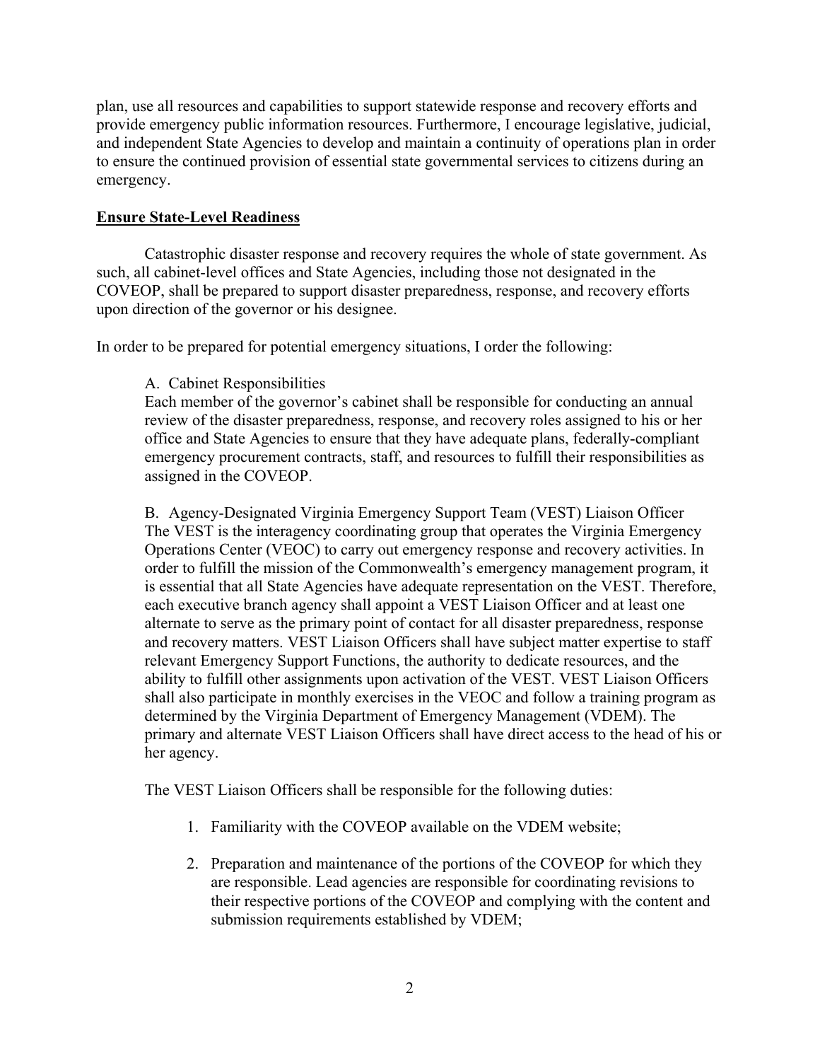plan, use all resources and capabilities to support statewide response and recovery efforts and provide emergency public information resources. Furthermore, I encourage legislative, judicial, and independent State Agencies to develop and maintain a continuity of operations plan in order to ensure the continued provision of essential state governmental services to citizens during an emergency.

## Ensure State-Level Readiness

Catastrophic disaster response and recovery requires the whole of state government. As such, all cabinet-level offices and State Agencies, including those not designated in the COVEOP, shall be prepared to support disaster preparedness, response, and recovery efforts upon direction of the governor or his designee.

In order to be prepared for potential emergency situations, I order the following:

A. Cabinet Responsibilities

Each member of the governor's cabinet shall be responsible for conducting an annual review of the disaster preparedness, response, and recovery roles assigned to his or her office and State Agencies to ensure that they have adequate plans, federally-compliant emergency procurement contracts, staff, and resources to fulfill their responsibilities as assigned in the COVEOP.

B. Agency-Designated Virginia Emergency Support Team (VEST) Liaison Officer

The VEST is the interagency coordinating group that operates the Virginia Emergency Operations Center (VEOC) to carry out emergency response and recovery activities. In order to fulfill the mission of the Commonwealth's emergency management program, it is essential that all State Agencies have adequate representation on the VEST. Therefore, each executive branch agency shall appoint a VEST Liaison Officer and at least one alternate to serve as the primary point of contact for all disaster preparedness, response and recovery matters. VEST Liaison Officers shall have subject matter expertise to staff relevant Emergency Support Functions, the authority to dedicate resources, and the ability to fulfill other assignments upon activation of the VEST. VEST Liaison Officers shall also participate in monthly exercises in the VEOC and follow a training program as determined by the Virginia Department of Emergency Management (VDEM). The primary and alternate VEST Liaison Officers shall have direct access to the head of his or her agency.

The VEST Liaison Officers shall be responsible for the following duties:

1. Familiarity with the COVEOP available on the VDEM website;
2. Preparation and maintenance of the portions of the COVEOP for which they are responsible. Lead agencies are responsible for coordinating revisions to their respective portions of the COVEOP and complying with the content and submission requirements established by VDEM;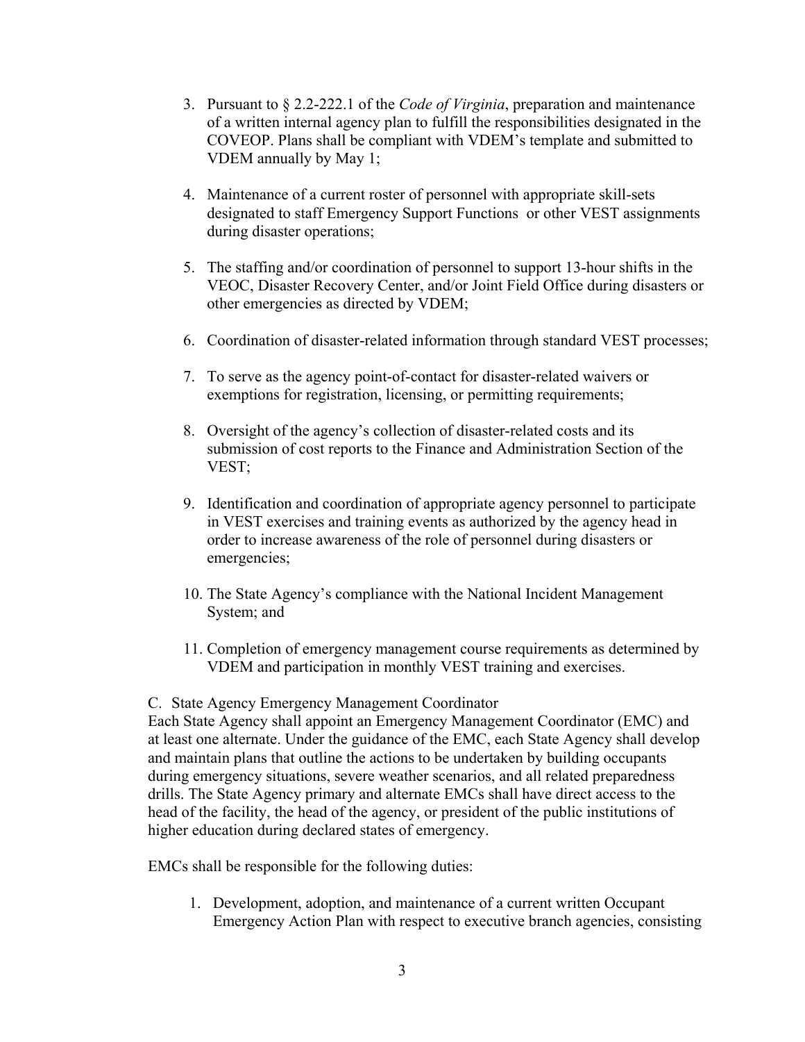3. Pursuant to § 2.2-222.1 of the *Code of Virginia*, preparation and maintenance of a written internal agency plan to fulfill the responsibilities designated in the COVEOP. Plans shall be compliant with VDEM's template and submitted to VDEM annually by May 1;

4. Maintenance of a current roster of personnel with appropriate skill-sets designated to staff Emergency Support Functions or other VEST assignments during disaster operations;

5. The staffing and/or coordination of personnel to support 13-hour shifts in the VEOC, Disaster Recovery Center, and/or Joint Field Office during disasters or other emergencies as directed by VDEM;

6. Coordination of disaster-related information through standard VEST processes;

7. To serve as the agency point-of-contact for disaster-related waivers or exemptions for registration, licensing, or permitting requirements;

8. Oversight of the agency's collection of disaster-related costs and its submission of cost reports to the Finance and Administration Section of the VEST;

9. Identification and coordination of appropriate agency personnel to participate in VEST exercises and training events as authorized by the agency head in order to increase awareness of the role of personnel during disasters or emergencies;

10. The State Agency's compliance with the National Incident Management System; and

11. Completion of emergency management course requirements as determined by VDEM and participation in monthly VEST training and exercises.

C. State Agency Emergency Management Coordinator

Each State Agency shall appoint an Emergency Management Coordinator (EMC) and at least one alternate. Under the guidance of the EMC, each State Agency shall develop and maintain plans that outline the actions to be undertaken by building occupants during emergency situations, severe weather scenarios, and all related preparedness drills. The State Agency primary and alternate EMCs shall have direct access to the head of the facility, the head of the agency, or president of the public institutions of higher education during declared states of emergency.

EMCs shall be responsible for the following duties:

1. Development, adoption, and maintenance of a current written Occupant Emergency Action Plan with respect to executive branch agencies, consisting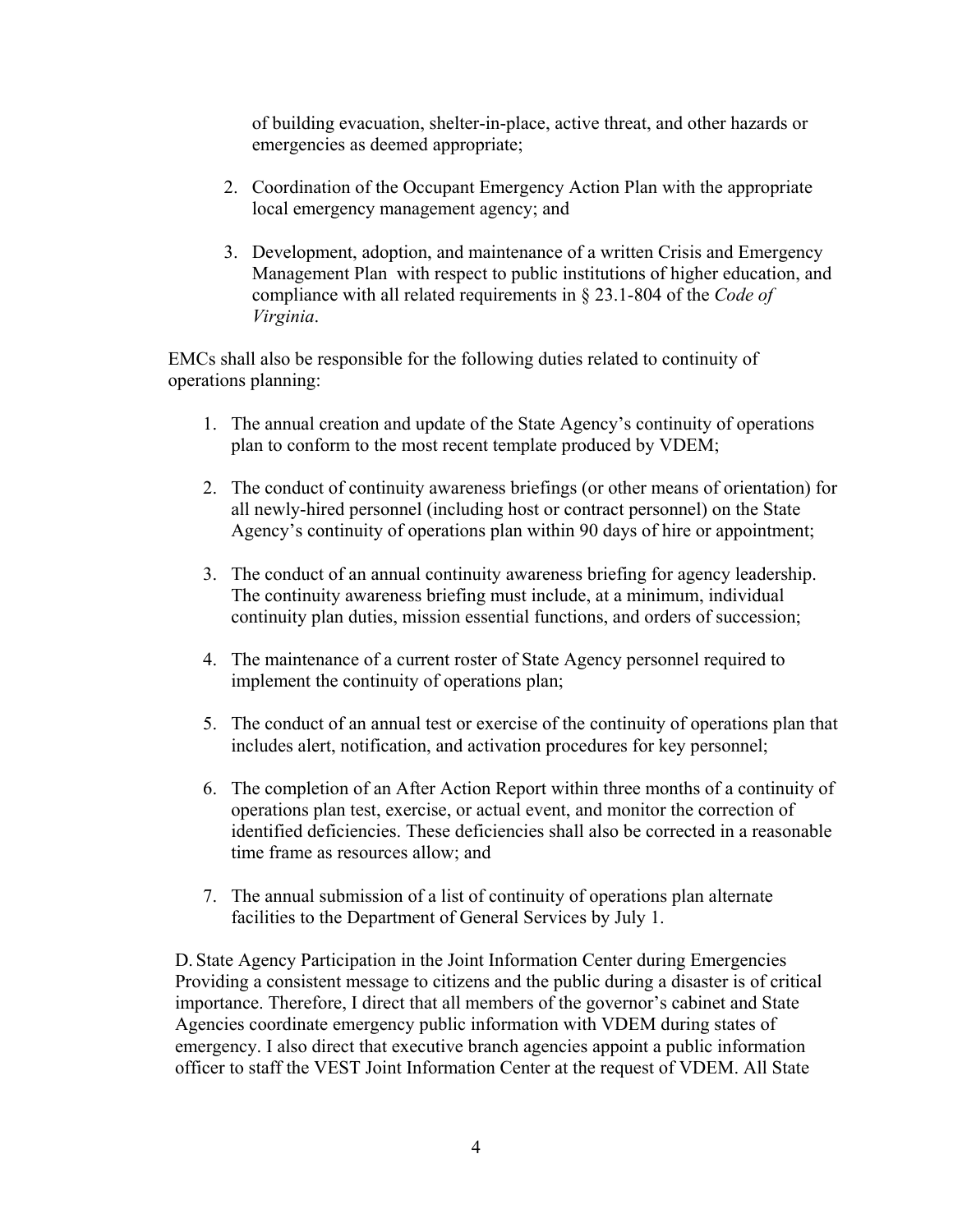of building evacuation, shelter-in-place, active threat, and other hazards or emergencies as deemed appropriate;

2. Coordination of the Occupant Emergency Action Plan with the appropriate local emergency management agency; and

3. Development, adoption, and maintenance of a written Crisis and Emergency Management Plan with respect to public institutions of higher education, and compliance with all related requirements in § 23.1-804 of the *Code of Virginia*.

EMCs shall also be responsible for the following duties related to continuity of operations planning:

1. The annual creation and update of the State Agency's continuity of operations plan to conform to the most recent template produced by VDEM;

2. The conduct of continuity awareness briefings (or other means of orientation) for all newly-hired personnel (including host or contract personnel) on the State Agency's continuity of operations plan within 90 days of hire or appointment;

3. The conduct of an annual continuity awareness briefing for agency leadership. The continuity awareness briefing must include, at a minimum, individual continuity plan duties, mission essential functions, and orders of succession;

4. The maintenance of a current roster of State Agency personnel required to implement the continuity of operations plan;

5. The conduct of an annual test or exercise of the continuity of operations plan that includes alert, notification, and activation procedures for key personnel;

6. The completion of an After Action Report within three months of a continuity of operations plan test, exercise, or actual event, and monitor the correction of identified deficiencies. These deficiencies shall also be corrected in a reasonable time frame as resources allow; and

7. The annual submission of a list of continuity of operations plan alternate facilities to the Department of General Services by July 1.

D. State Agency Participation in the Joint Information Center during Emergencies
Providing a consistent message to citizens and the public during a disaster is of critical importance. Therefore, I direct that all members of the governor's cabinet and State Agencies coordinate emergency public information with VDEM during states of emergency. I also direct that executive branch agencies appoint a public information officer to staff the VEST Joint Information Center at the request of VDEM. All State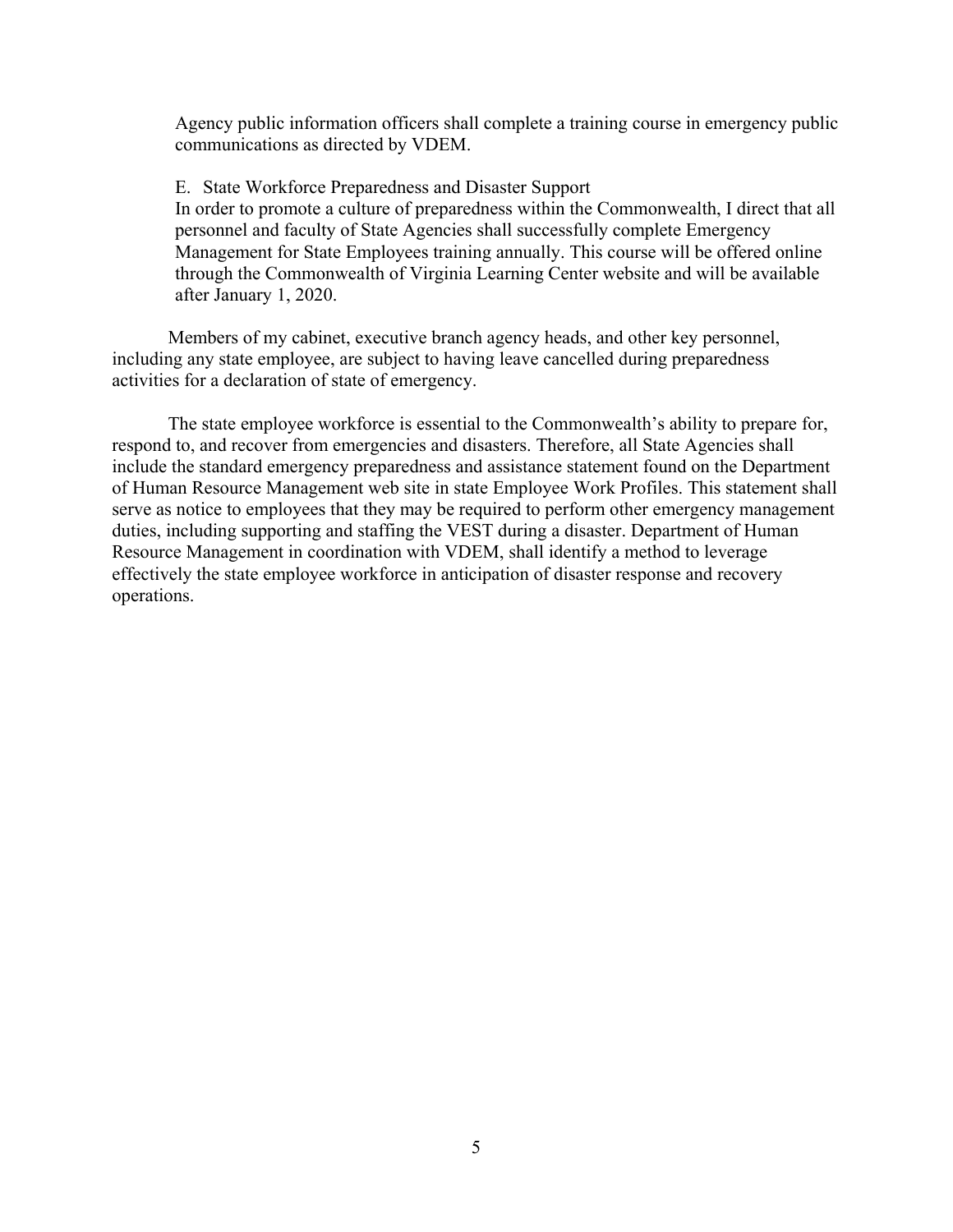Agency public information officers shall complete a training course in emergency public communications as directed by VDEM.

E. State Workforce Preparedness and Disaster Support

In order to promote a culture of preparedness within the Commonwealth, I direct that all personnel and faculty of State Agencies shall successfully complete Emergency Management for State Employees training annually. This course will be offered online through the Commonwealth of Virginia Learning Center website and will be available after January 1, 2020.

Members of my cabinet, executive branch agency heads, and other key personnel, including any state employee, are subject to having leave cancelled during preparedness activities for a declaration of state of emergency.

The state employee workforce is essential to the Commonwealth's ability to prepare for, respond to, and recover from emergencies and disasters. Therefore, all State Agencies shall include the standard emergency preparedness and assistance statement found on the Department of Human Resource Management web site in state Employee Work Profiles. This statement shall serve as notice to employees that they may be required to perform other emergency management duties, including supporting and staffing the VEST during a disaster. Department of Human Resource Management in coordination with VDEM, shall identify a method to leverage effectively the state employee workforce in anticipation of disaster response and recovery operations.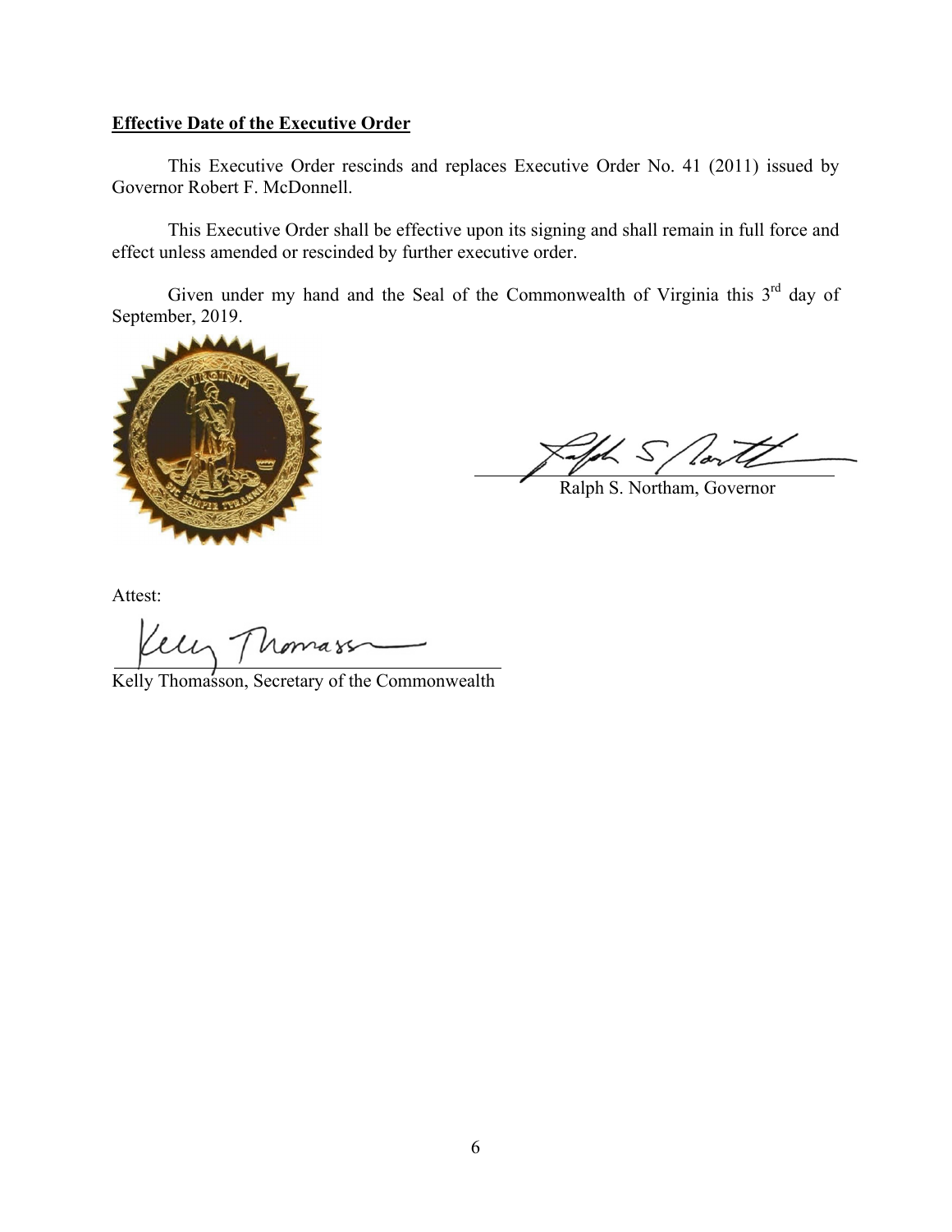**Effective Date of the Executive Order**

This Executive Order rescinds and replaces Executive Order No. 41 (2011) issued by Governor Robert F. McDonnell.

This Executive Order shall be effective upon its signing and shall remain in full force and effect unless amended or rescinded by further executive order.

Given under my hand and the Seal of the Commonwealth of Virginia this 3rd day of September, 2019.

Ralph S. Northam, Governor

Attest:

Kelly Thomasson, Secretary of the Commonwealth